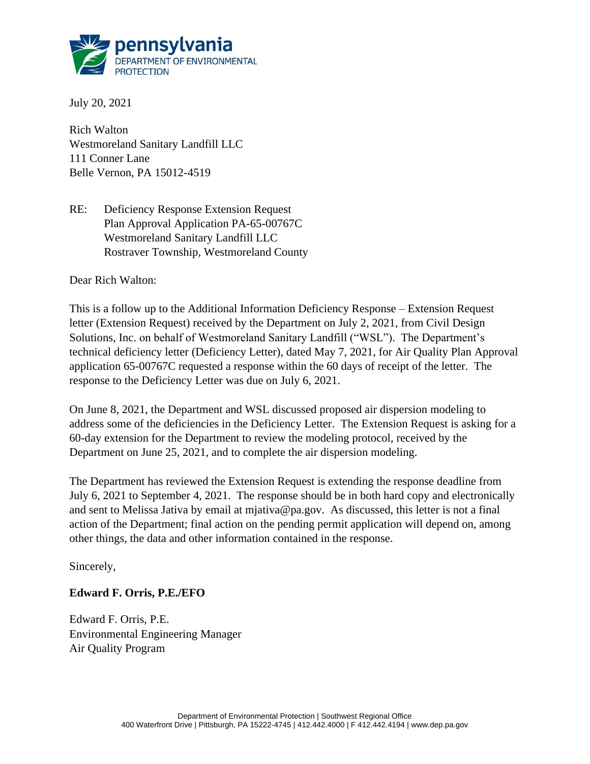pennsylvania
DEPARTMENT OF ENVIRONMENTAL PROTECTION

July 20, 2021

Rich Walton
Westmoreland Sanitary Landfill LLC
111 Conner Lane
Belle Vernon, PA 15012-4519

RE: Deficiency Response Extension Request
Plan Approval Application PA-65-00767C
Westmoreland Sanitary Landfill LLC
Rostraver Township, Westmoreland County

Dear Rich Walton:

This is a follow up to the Additional Information Deficiency Response – Extension Request letter (Extension Request) received by the Department on July 2, 2021, from Civil Design Solutions, Inc. on behalf of Westmoreland Sanitary Landfill ("WSL"). The Department's technical deficiency letter (Deficiency Letter), dated May 7, 2021, for Air Quality Plan Approval application 65-00767C requested a response within the 60 days of receipt of the letter. The response to the Deficiency Letter was due on July 6, 2021.

On June 8, 2021, the Department and WSL discussed proposed air dispersion modeling to address some of the deficiencies in the Deficiency Letter. The Extension Request is asking for a 60-day extension for the Department to review the modeling protocol, received by the Department on June 25, 2021, and to complete the air dispersion modeling.

The Department has reviewed the Extension Request is extending the response deadline from July 6, 2021 to September 4, 2021. The response should be in both hard copy and electronically and sent to Melissa Jativa by email at mjativa@pa.gov. As discussed, this letter is not a final action of the Department; final action on the pending permit application will depend on, among other things, the data and other information contained in the response.

Sincerely,

**Edward F. Orris, P.E./EFO**

Edward F. Orris, P.E.
Environmental Engineering Manager
Air Quality Program

Department of Environmental Protection | Southwest Regional Office
400 Waterfront Drive | Pittsburgh, PA 15222-4745 | 412.442.4000 | F 412.442.4194 | www.dep.pa.gov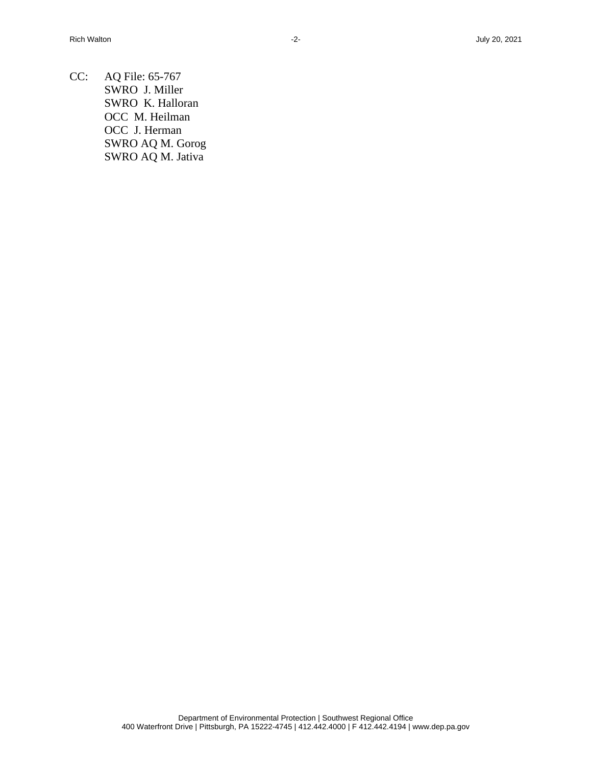CC: AQ File: 65-767
SWRO J. Miller
SWRO K. Halloran
OCC M. Heilman
OCC J. Herman
SWRO AQ M. Gorog
SWRO AQ M. Jativa